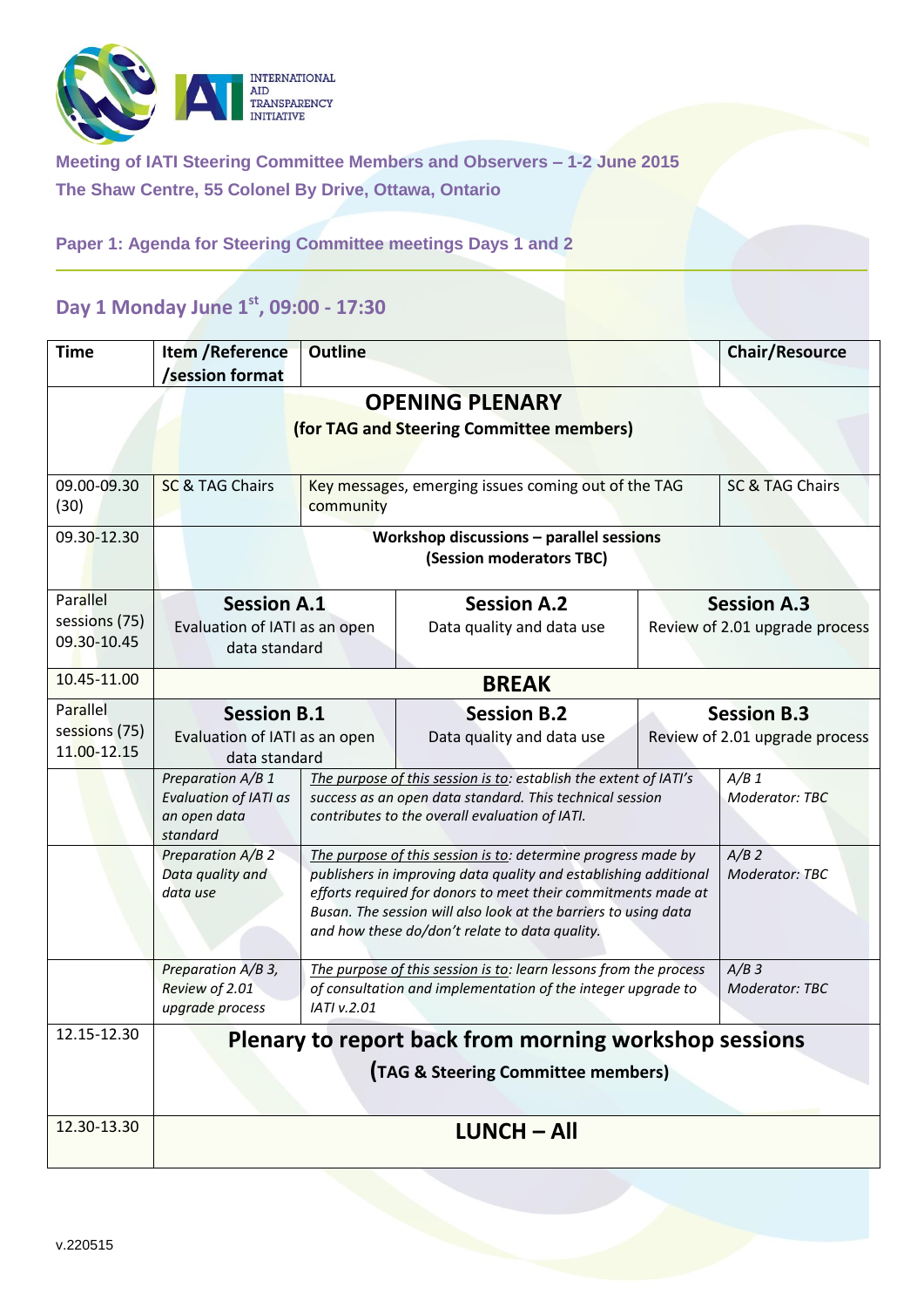INTERNATIONAL AID TRANSPARENCY INITIATIVE

**Meeting of IATI Steering Committee Members and Observers – 1-2 June 2015**
**The Shaw Centre, 55 Colonel By Drive, Ottawa, Ontario**

**Paper 1: Agenda for Steering Committee meetings Days 1 and 2**

## Day 1 Monday June 1st, 09:00 - 17:30

| Time | Item /Reference /session format | Outline | | | Chair/Resource |
|---|---|---|---|---|---|
| | | **OPENING PLENARY** (for TAG and Steering Committee members) | | | |
| 09.00-09.30 (30) | SC & TAG Chairs | Key messages, emerging issues coming out of the TAG community | | | SC & TAG Chairs |
| 09.30-12.30 | **Workshop discussions – parallel sessions** (Session moderators TBC) | | | | |
| Parallel sessions (75) 09.30-10.45 | **Session A.1** Evaluation of IATI as an open data standard | | **Session A.2** Data quality and data use | **Session A.3** Review of 2.01 upgrade process | |
| 10.45-11.00 | **BREAK** | | | | |
| Parallel sessions (75) 11.00-12.15 | **Session B.1** Evaluation of IATI as an open data standard | | **Session B.2** Data quality and data use | **Session B.3** Review of 2.01 upgrade process | |
| | *Preparation A/B 1 Evaluation of IATI as an open data standard* | *The purpose of this session is to: establish the extent of IATI's success as an open data standard. This technical session contributes to the overall evaluation of IATI.* | | | *A/B 1 Moderator: TBC* |
| | *Preparation A/B 2 Data quality and data use* | *The purpose of this session is to: determine progress made by publishers in improving data quality and establishing additional efforts required for donors to meet their commitments made at Busan. The session will also look at the barriers to using data and how these do/don't relate to data quality.* | | | *A/B 2 Moderator: TBC* |
| | *Preparation A/B 3, Review of 2.01 upgrade process* | *The purpose of this session is to: learn lessons from the process of consultation and implementation of the integer upgrade to IATI v.2.01* | | | *A/B 3 Moderator: TBC* |
| 12.15-12.30 | **Plenary to report back from morning workshop sessions** (TAG & Steering Committee members) | | | | |
| 12.30-13.30 | **LUNCH – All** | | | | |

v.220515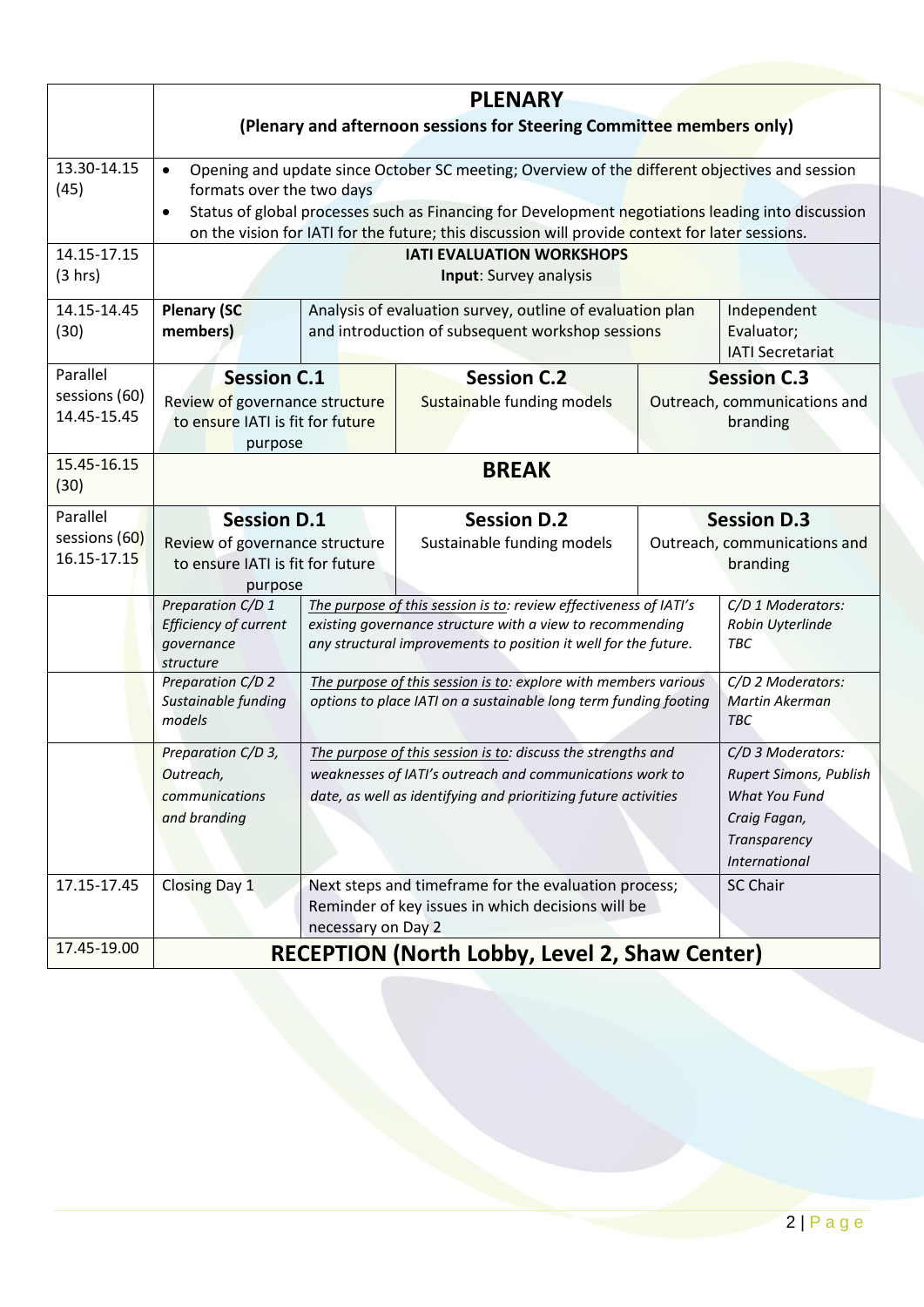| | | | | |
|---|---|---|---|---|
| | **PLENARY**<br>**(Plenary and afternoon sessions for Steering Committee members only)** | | | |
| 13.30-14.15 (45) | • Opening and update since October SC meeting; Overview of the different objectives and session formats over the two days<br>• Status of global processes such as Financing for Development negotiations leading into discussion on the vision for IATI for the future; this discussion will provide context for later sessions. | | | |
| 14.15-17.15 (3 hrs) | **IATI EVALUATION WORKSHOPS**<br>**Input**: Survey analysis | | | |
| 14.15-14.45 (30) | **Plenary (SC members)** | Analysis of evaluation survey, outline of evaluation plan and introduction of subsequent workshop sessions | | Independent Evaluator; IATI Secretariat |
| Parallel sessions (60) 14.45-15.45 | **Session C.1**<br>Review of governance structure to ensure IATI is fit for future purpose | **Session C.2**<br>Sustainable funding models | | **Session C.3**<br>Outreach, communications and branding |
| 15.45-16.15 (30) | **BREAK** | | | |
| Parallel sessions (60) 16.15-17.15 | **Session D.1**<br>Review of governance structure to ensure IATI is fit for future purpose | **Session D.2**<br>Sustainable funding models | | **Session D.3**<br>Outreach, communications and branding |
| | *Preparation C/D 1 Efficiency of current governance structure* | *<u>The purpose of this session is to</u>: review effectiveness of IATI's existing governance structure with a view to recommending any structural improvements to position it well for the future.* | | *C/D 1 Moderators: Robin Uyterlinde TBC* |
| | *Preparation C/D 2 Sustainable funding models* | *<u>The purpose of this session is to</u>: explore with members various options to place IATI on a sustainable long term funding footing* | | *C/D 2 Moderators: Martin Akerman TBC* |
| | *Preparation C/D 3, Outreach, communications and branding* | *<u>The purpose of this session is to</u>: discuss the strengths and weaknesses of IATI's outreach and communications work to date, as well as identifying and prioritizing future activities* | | *C/D 3 Moderators: Rupert Simons, Publish What You Fund Craig Fagan, Transparency International* |
| 17.15-17.45 | Closing Day 1 | Next steps and timeframe for the evaluation process; Reminder of key issues in which decisions will be necessary on Day 2 | | SC Chair |
| 17.45-19.00 | **RECEPTION (North Lobby, Level 2, Shaw Center)** | | | |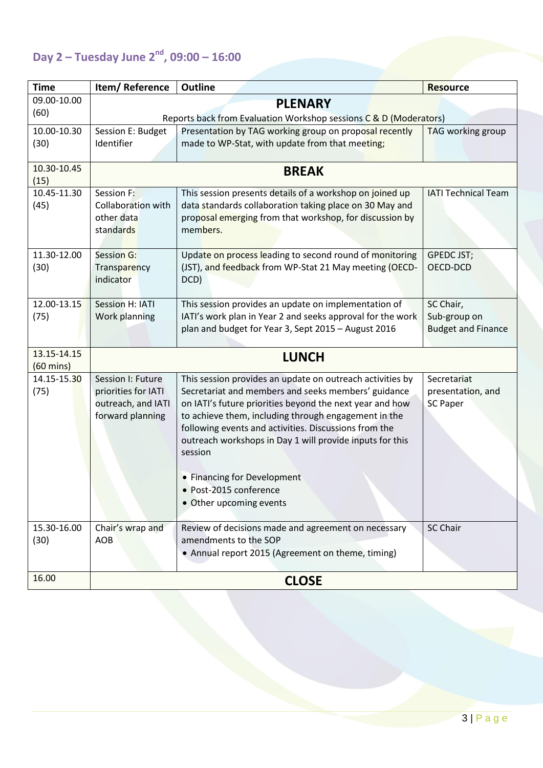## Day 2 – Tuesday June 2nd, 09:00 – 16:00

| Time | Item/ Reference | Outline | Resource |
|---|---|---|---|
| 09.00-10.00 (60) | **PLENARY**<br>Reports back from Evaluation Workshop sessions C & D (Moderators) | | |
| 10.00-10.30 (30) | Session E: Budget Identifier | Presentation by TAG working group on proposal recently made to WP-Stat, with update from that meeting; | TAG working group |
| 10.30-10.45 (15) | **BREAK** | | |
| 10.45-11.30 (45) | Session F: Collaboration with other data standards | This session presents details of a workshop on joined up data standards collaboration taking place on 30 May and proposal emerging from that workshop, for discussion by members. | IATI Technical Team |
| 11.30-12.00 (30) | Session G: Transparency indicator | Update on process leading to second round of monitoring (JST), and feedback from WP-Stat 21 May meeting (OECD-DCD) | GPEDC JST; OECD-DCD |
| 12.00-13.15 (75) | Session H: IATI Work planning | This session provides an update on implementation of IATI's work plan in Year 2 and seeks approval for the work plan and budget for Year 3, Sept 2015 – August 2016 | SC Chair, Sub-group on Budget and Finance |
| 13.15-14.15 (60 mins) | **LUNCH** | | |
| 14.15-15.30 (75) | Session I: Future priorities for IATI outreach, and IATI forward planning | This session provides an update on outreach activities by Secretariat and members and seeks members' guidance on IATI's future priorities beyond the next year and how to achieve them, including through engagement in the following events and activities. Discussions from the outreach workshops in Day 1 will provide inputs for this session<br><br>• Financing for Development<br>• Post-2015 conference<br>• Other upcoming events | Secretariat presentation, and SC Paper |
| 15.30-16.00 (30) | Chair's wrap and AOB | Review of decisions made and agreement on necessary amendments to the SOP<br>• Annual report 2015 (Agreement on theme, timing) | SC Chair |
| 16.00 | **CLOSE** | | |